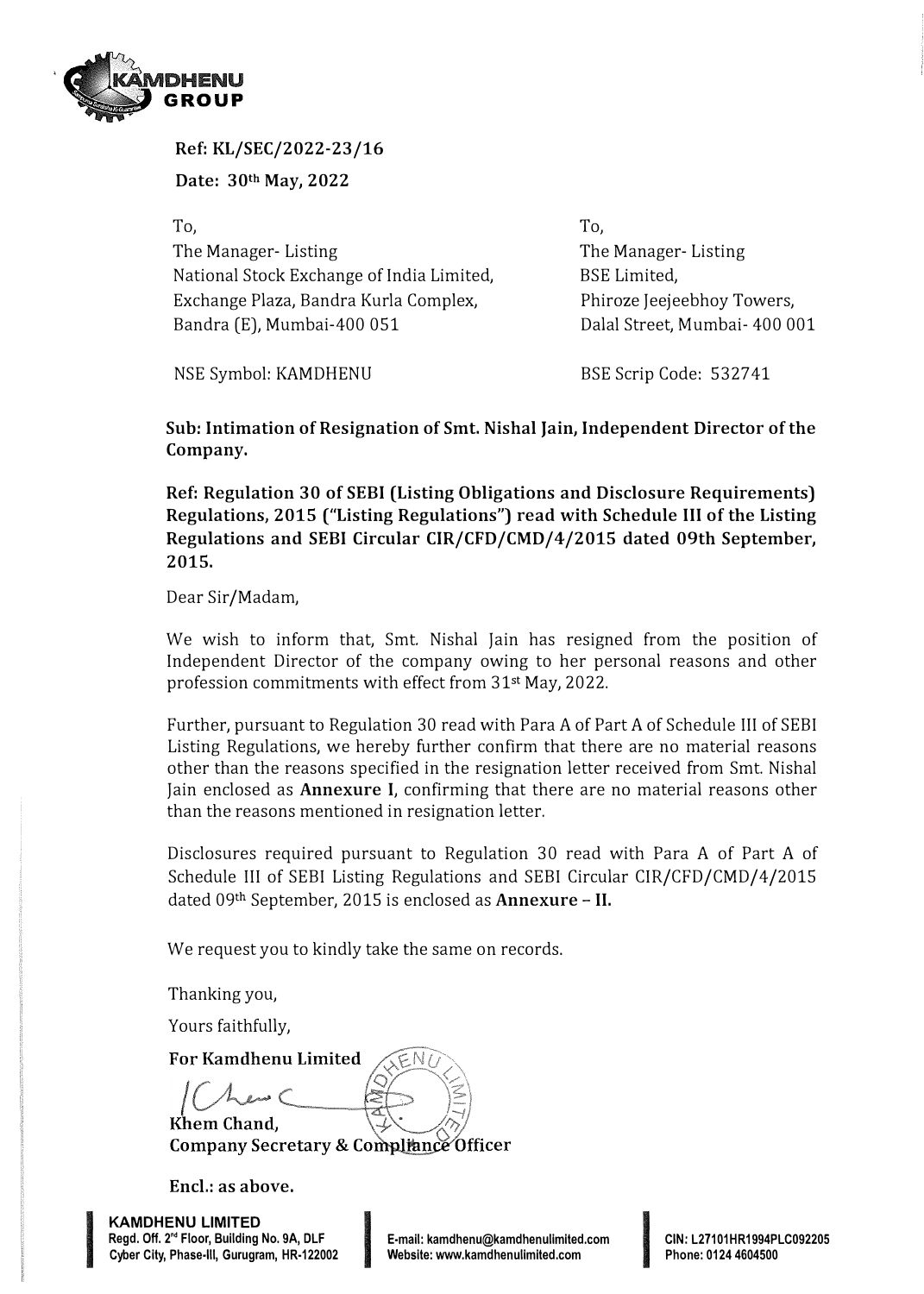**Ref: KL/SEC/2022-23/16**

**Date: 30th May, 2022**

To,
The Manager- Listing
National Stock Exchange of India Limited,
Exchange Plaza, Bandra Kurla Complex,
Bandra (E), Mumbai-400 051

NSE Symbol: KAMDHENU

To,
The Manager- Listing
BSE Limited,
Phiroze Jeejeebhoy Towers,
Dalal Street, Mumbai- 400 001

BSE Scrip Code: 532741

**Sub: Intimation of Resignation of Smt. Nishal Jain, Independent Director of the Company.**

**Ref: Regulation 30 of SEBI (Listing Obligations and Disclosure Requirements) Regulations, 2015 ("Listing Regulations") read with Schedule III of the Listing Regulations and SEBI Circular CIR/CFD/CMD/4/2015 dated 09th September, 2015.**

Dear Sir/Madam,

We wish to inform that, Smt. Nishal Jain has resigned from the position of Independent Director of the company owing to her personal reasons and other profession commitments with effect from 31st May, 2022.

Further, pursuant to Regulation 30 read with Para A of Part A of Schedule III of SEBI Listing Regulations, we hereby further confirm that there are no material reasons other than the reasons specified in the resignation letter received from Smt. Nishal Jain enclosed as **Annexure I**, confirming that there are no material reasons other than the reasons mentioned in resignation letter.

Disclosures required pursuant to Regulation 30 read with Para A of Part A of Schedule III of SEBI Listing Regulations and SEBI Circular CIR/CFD/CMD/4/2015 dated 09th September, 2015 is enclosed as **Annexure – II.**

We request you to kindly take the same on records.

Thanking you,

Yours faithfully,

**For Kamdhenu Limited**

**Khem Chand,**
**Company Secretary & Compliance Officer**

**Encl.: as above.**

**KAMDHENU LIMITED**
Regd. Off. 2nd Floor, Building No. 9A, DLF Cyber City, Phase-III, Gurugram, HR-122002
E-mail: kamdhenu@kamdhenulimited.com
Website: www.kamdhenulimited.com
CIN: L27101HR1994PLC092205
Phone: 0124 4604500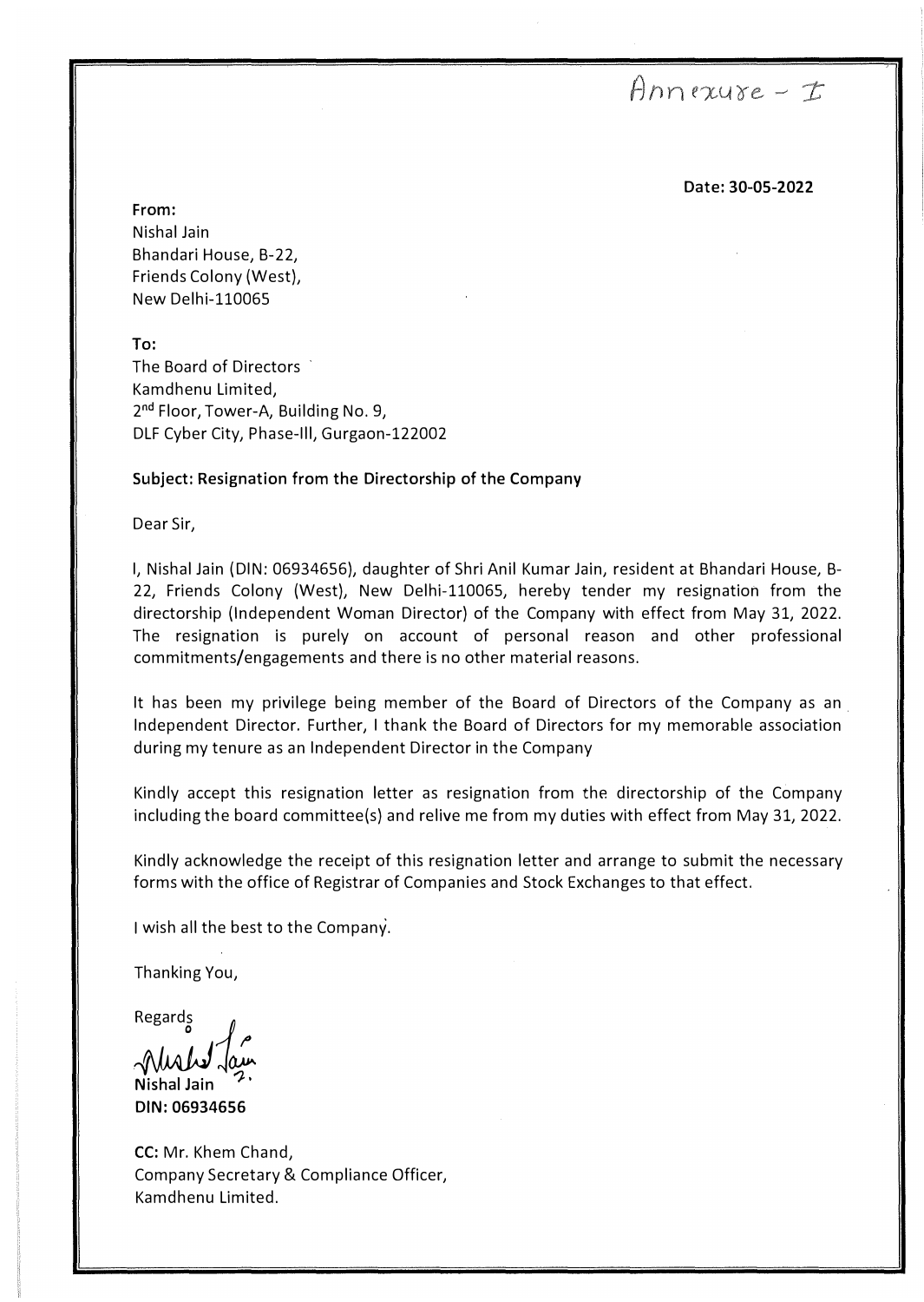Annexure - I

**Date: 30-05-2022**

**From:**
Nishal Jain
Bhandari House, B-22,
Friends Colony (West),
New Delhi-110065

**To:**
The Board of Directors
Kamdhenu Limited,
2nd Floor, Tower-A, Building No. 9,
DLF Cyber City, Phase-III, Gurgaon-122002

**Subject: Resignation from the Directorship of the Company**

Dear Sir,

I, Nishal Jain (DIN: 06934656), daughter of Shri Anil Kumar Jain, resident at Bhandari House, B-22, Friends Colony (West), New Delhi-110065, hereby tender my resignation from the directorship (Independent Woman Director) of the Company with effect from May 31, 2022. The resignation is purely on account of personal reason and other professional commitments/engagements and there is no other material reasons.

It has been my privilege being member of the Board of Directors of the Company as an Independent Director. Further, I thank the Board of Directors for my memorable association during my tenure as an Independent Director in the Company

Kindly accept this resignation letter as resignation from the directorship of the Company including the board committee(s) and relive me from my duties with effect from May 31, 2022.

Kindly acknowledge the receipt of this resignation letter and arrange to submit the necessary forms with the office of Registrar of Companies and Stock Exchanges to that effect.

I wish all the best to the Company.

Thanking You,

Regards

**Nishal Jain**
**DIN: 06934656**

**CC:** Mr. Khem Chand,
Company Secretary & Compliance Officer,
Kamdhenu Limited.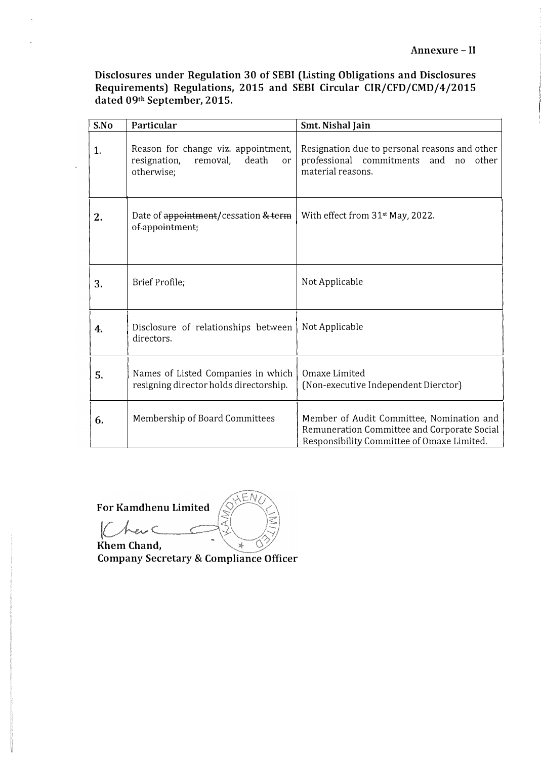**Annexure – II**

**Disclosures under Regulation 30 of SEBI (Listing Obligations and Disclosures Requirements) Regulations, 2015 and SEBI Circular CIR/CFD/CMD/4/2015 dated 09th September, 2015.**

| S.No | Particular | Smt. Nishal Jain |
|---|---|---|
| 1. | Reason for change viz. appointment, resignation, removal, death or otherwise; | Resignation due to personal reasons and other professional commitments and no other material reasons. |
| 2. | Date of ~~appointment~~/cessation ~~& term of appointment;~~ | With effect from 31st May, 2022. |
| 3. | Brief Profile; | Not Applicable |
| 4. | Disclosure of relationships between directors. | Not Applicable |
| 5. | Names of Listed Companies in which resigning director holds directorship. | Omaxe Limited (Non-executive Independent Dierctor) |
| 6. | Membership of Board Committees | Member of Audit Committee, Nomination and Remuneration Committee and Corporate Social Responsibility Committee of Omaxe Limited. |

**For Kamdhenu Limited**

**Khem Chand,**
**Company Secretary & Compliance Officer**